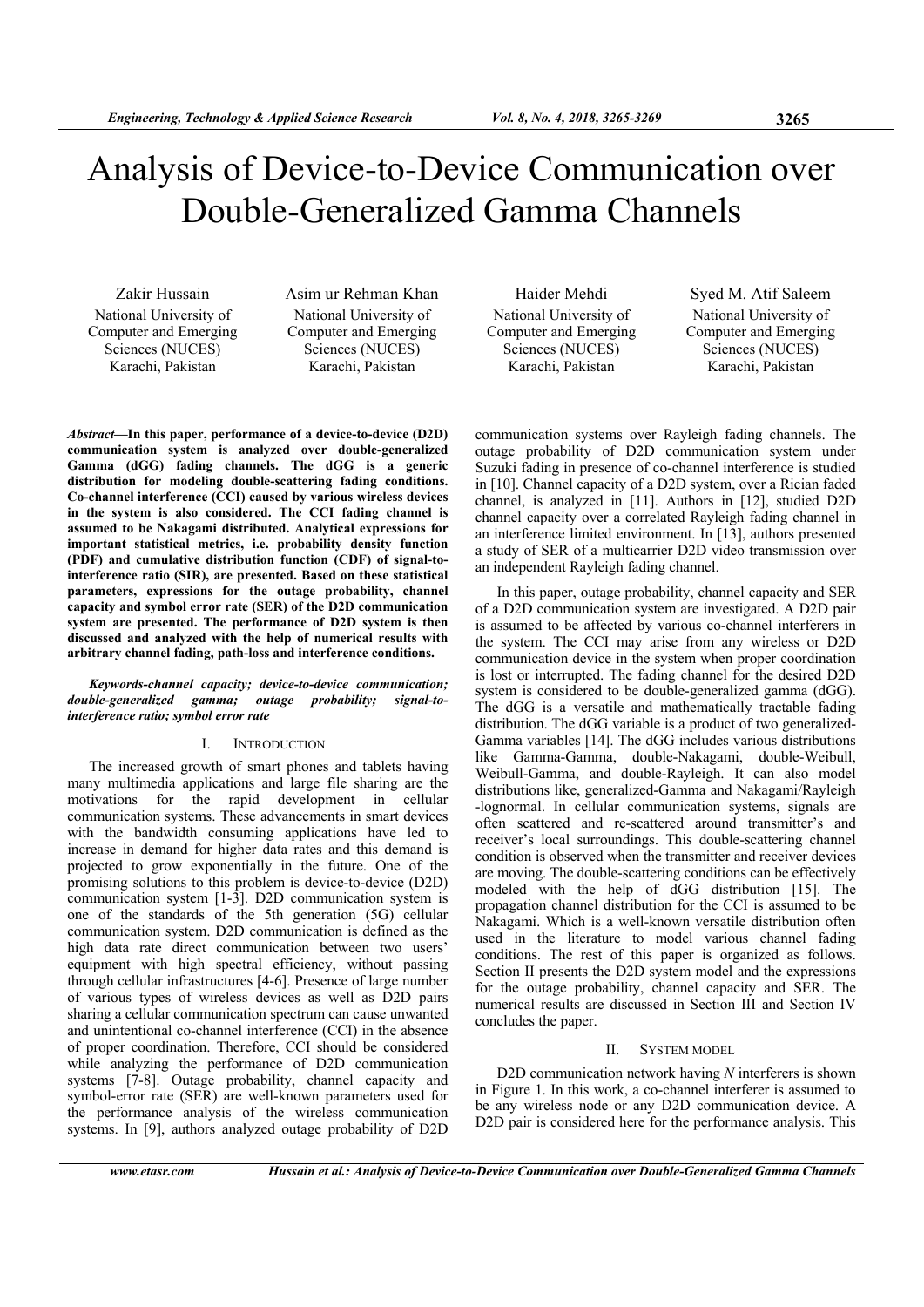# Analysis of Device-to-Device Communication over Double-Generalized Gamma Channels

Zakir Hussain
National University of Computer and Emerging Sciences (NUCES)
Karachi, Pakistan

Asim ur Rehman Khan
National University of Computer and Emerging Sciences (NUCES)
Karachi, Pakistan

Haider Mehdi
National University of Computer and Emerging Sciences (NUCES)
Karachi, Pakistan

Syed M. Atif Saleem
National University of Computer and Emerging Sciences (NUCES)
Karachi, Pakistan

***Abstract*—In this paper, performance of a device-to-device (D2D) communication system is analyzed over double-generalized Gamma (dGG) fading channels. The dGG is a generic distribution for modeling double-scattering fading conditions. Co-channel interference (CCI) caused by various wireless devices in the system is also considered. The CCI fading channel is assumed to be Nakagami distributed. Analytical expressions for important statistical metrics, i.e. probability density function (PDF) and cumulative distribution function (CDF) of signal-to-interference ratio (SIR), are presented. Based on these statistical parameters, expressions for the outage probability, channel capacity and symbol error rate (SER) of the D2D communication system are presented. The performance of D2D system is then discussed and analyzed with the help of numerical results with arbitrary channel fading, path-loss and interference conditions.**

***Keywords-channel capacity; device-to-device communication; double-generalized gamma; outage probability; signal-to-interference ratio; symbol error rate***

## I. INTRODUCTION

The increased growth of smart phones and tablets having many multimedia applications and large file sharing are the motivations for the rapid development in cellular communication systems. These advancements in smart devices with the bandwidth consuming applications have led to increase in demand for higher data rates and this demand is projected to grow exponentially in the future. One of the promising solutions to this problem is device-to-device (D2D) communication system [1-3]. D2D communication system is one of the standards of the 5th generation (5G) cellular communication system. D2D communication is defined as the high data rate direct communication between two users' equipment with high spectral efficiency, without passing through cellular infrastructures [4-6]. Presence of large number of various types of wireless devices as well as D2D pairs sharing a cellular communication spectrum can cause unwanted and unintentional co-channel interference (CCI) in the absence of proper coordination. Therefore, CCI should be considered while analyzing the performance of D2D communication systems [7-8]. Outage probability, channel capacity and symbol-error rate (SER) are well-known parameters used for the performance analysis of the wireless communication systems. In [9], authors analyzed outage probability of D2D communication systems over Rayleigh fading channels. The outage probability of D2D communication system under Suzuki fading in presence of co-channel interference is studied in [10]. Channel capacity of a D2D system, over a Rician faded channel, is analyzed in [11]. Authors in [12], studied D2D channel capacity over a correlated Rayleigh fading channel in an interference limited environment. In [13], authors presented a study of SER of a multicarrier D2D video transmission over an independent Rayleigh fading channel.

In this paper, outage probability, channel capacity and SER of a D2D communication system are investigated. A D2D pair is assumed to be affected by various co-channel interferers in the system. The CCI may arise from any wireless or D2D communication device in the system when proper coordination is lost or interrupted. The fading channel for the desired D2D system is considered to be double-generalized gamma (dGG). The dGG is a versatile and mathematically tractable fading distribution. The dGG variable is a product of two generalized-Gamma variables [14]. The dGG includes various distributions like Gamma-Gamma, double-Nakagami, double-Weibull, Weibull-Gamma, and double-Rayleigh. It can also model distributions like, generalized-Gamma and Nakagami/Rayleigh -lognormal. In cellular communication systems, signals are often scattered and re-scattered around transmitter's and receiver's local surroundings. This double-scattering channel condition is observed when the transmitter and receiver devices are moving. The double-scattering conditions can be effectively modeled with the help of dGG distribution [15]. The propagation channel distribution for the CCI is assumed to be Nakagami. Which is a well-known versatile distribution often used in the literature to model various channel fading conditions. The rest of this paper is organized as follows. Section II presents the D2D system model and the expressions for the outage probability, channel capacity and SER. The numerical results are discussed in Section III and Section IV concludes the paper.

## II. SYSTEM MODEL

D2D communication network having $N$ interferers is shown in Figure 1. In this work, a co-channel interferer is assumed to be any wireless node or any D2D communication device. A D2D pair is considered here for the performance analysis. This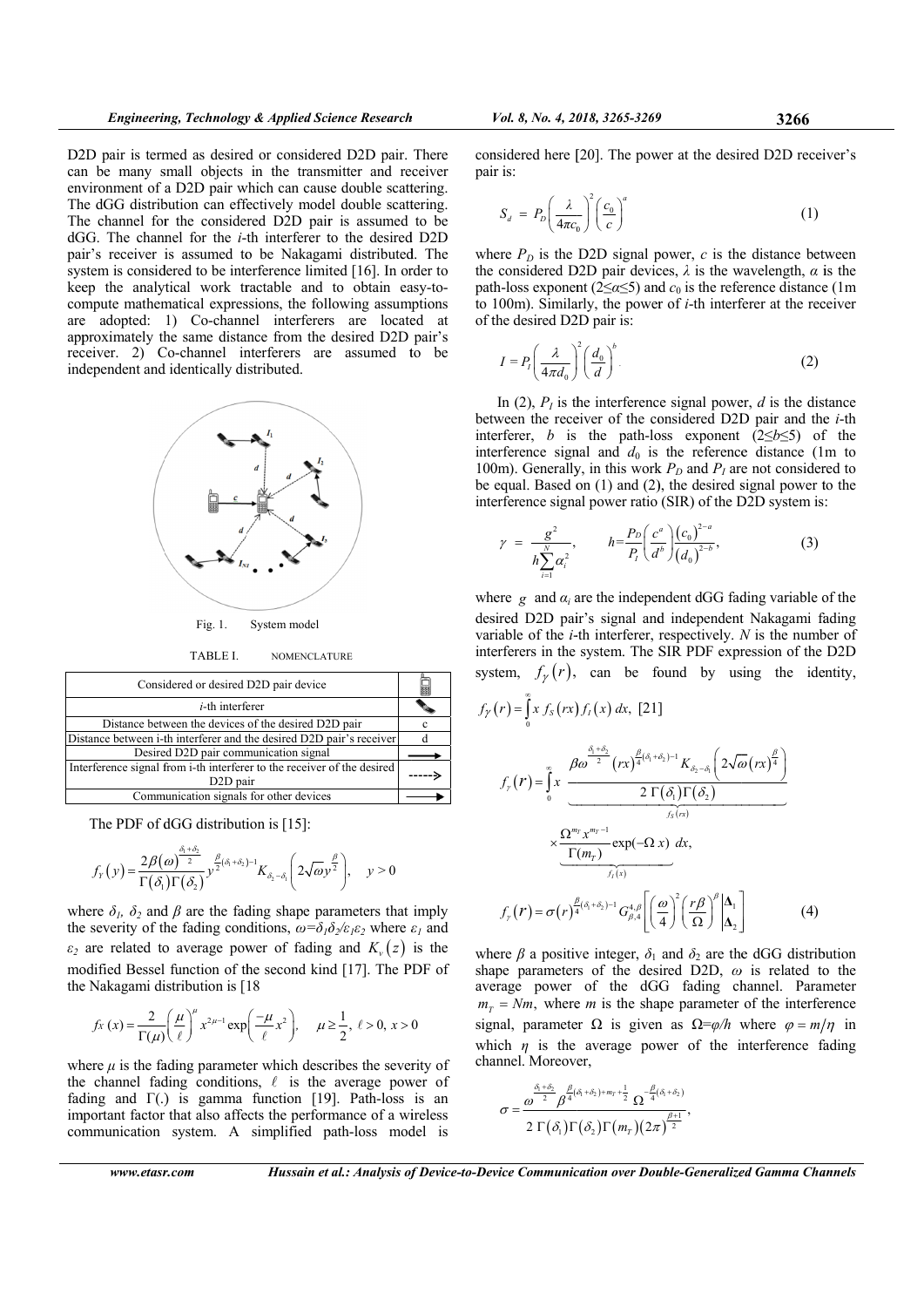D2D pair is termed as desired or considered D2D pair. There can be many small objects in the transmitter and receiver environment of a D2D pair which can cause double scattering. The dGG distribution can effectively model double scattering. The channel for the considered D2D pair is assumed to be dGG. The channel for the $i$-th interferer to the desired D2D pair's receiver is assumed to be Nakagami distributed. The system is considered to be interference limited [16]. In order to keep the analytical work tractable and to obtain easy-to-compute mathematical expressions, the following assumptions are adopted: 1) Co-channel interferers are located at approximately the same distance from the desired D2D pair's receiver. 2) Co-channel interferers are assumed to be independent and identically distributed.

Fig. 1. System model

TABLE I. NOMENCLATURE

| Considered or desired D2D pair device | |
|---|---|
| $i$-th interferer | |
| Distance between the devices of the desired D2D pair | c |
| Distance between i-th interferer and the desired D2D pair's receiver | d |
| Desired D2D pair communication signal | ⟶ |
| Interference signal from i-th interferer to the receiver of the desired D2D pair | - - - -> |
| Communication signals for other devices | ⟶ |

The PDF of dGG distribution is [15]:

$$f_Y(y) = \frac{2\beta(\omega)^{\frac{\delta_1+\delta_2}{2}}}{\Gamma(\delta_1)\Gamma(\delta_2)} y^{\frac{\beta}{2}(\delta_1+\delta_2)-1} K_{\delta_2-\delta_1}\left(2\sqrt{\omega} y^{\frac{\beta}{2}}\right), \quad y > 0$$

where $\delta_1$, $\delta_2$ and $\beta$ are the fading shape parameters that imply the severity of the fading conditions, $\omega=\delta_1\delta_2/\varepsilon_1\varepsilon_2$ where $\varepsilon_1$ and $\varepsilon_2$ are related to average power of fading and $K_v(z)$ is the modified Bessel function of the second kind [17]. The PDF of the Nakagami distribution is [18

$$f_X(x) = \frac{2}{\Gamma(\mu)}\left(\frac{\mu}{\ell}\right)^{\mu} x^{2\mu-1} \exp\left(\frac{-\mu}{\ell}x^2\right), \quad \mu \geq \frac{1}{2}, \; \ell > 0, \; x > 0$$

where $\mu$ is the fading parameter which describes the severity of the channel fading conditions, $\ell$ is the average power of fading and $\Gamma(.)$ is gamma function [19]. Path-loss is an important factor that also affects the performance of a wireless communication system. A simplified path-loss model is considered here [20]. The power at the desired D2D receiver's pair is:

$$S_d = P_D\left(\frac{\lambda}{4\pi c_0}\right)^2\left(\frac{c_0}{c}\right)^a \tag{1}$$

where $P_D$ is the D2D signal power, $c$ is the distance between the considered D2D pair devices, $\lambda$ is the wavelength, $\alpha$ is the path-loss exponent ($2\leq\alpha\leq5$) and $c_0$ is the reference distance (1m to 100m). Similarly, the power of $i$-th interferer at the receiver of the desired D2D pair is:

$$I = P_I\left(\frac{\lambda}{4\pi d_0}\right)^2\left(\frac{d_0}{d}\right)^b \tag{2}$$

In (2), $P_I$ is the interference signal power, $d$ is the distance between the receiver of the considered D2D pair and the $i$-th interferer, $b$ is the path-loss exponent ($2\leq b\leq5$) of the interference signal and $d_0$ is the reference distance (1m to 100m). Generally, in this work $P_D$ and $P_I$ are not considered to be equal. Based on (1) and (2), the desired signal power to the interference signal power ratio (SIR) of the D2D system is:

$$\gamma = \frac{g^2}{h\sum_{i=1}^{N}\alpha_i^2}, \qquad h = \frac{P_D}{P_I}\left(\frac{c^a}{d^b}\right)\frac{(c_0)^{2-a}}{(d_0)^{2-b}}, \tag{3}$$

where $g$ and $\alpha_i$ are the independent dGG fading variable of the desired D2D pair's signal and independent Nakagami fading variable of the $i$-th interferer, respectively. $N$ is the number of interferers in the system. The SIR PDF expression of the D2D system, $f_\gamma(r)$, can be found by using the identity, $f_\gamma(r) = \int_0^\infty x\, f_S(rx) f_I(x)\, dx$, [21]

$$f_\gamma(r) = \int_0^\infty x \underbrace{\frac{\beta\omega^{\frac{\delta_1+\delta_2}{2}}(rx)^{\frac{\beta}{4}(\delta_1+\delta_2)-1} K_{\delta_2-\delta_1}\left(2\sqrt{\omega}(rx)^{\frac{\beta}{4}}\right)}{2\,\Gamma(\delta_1)\Gamma(\delta_2)}}_{f_S(rx)} \times \underbrace{\frac{\Omega^{m_T} x^{m_T-1}}{\Gamma(m_T)}\exp(-\Omega\, x)}_{f_I(x)}\, dx,$$

$$f_\gamma(r) = \sigma(r)^{\frac{\beta}{4}(\delta_1+\delta_2)-1} G_{\beta,4}^{4,\beta}\left[\left(\frac{\omega}{4}\right)^2\left(\frac{r\beta}{\Omega}\right)^\beta \middle| \begin{matrix}\Delta_1\\ \Delta_2\end{matrix}\right] \tag{4}$$

where $\beta$ a positive integer, $\delta_1$ and $\delta_2$ are the dGG distribution shape parameters of the desired D2D, $\omega$ is related to the average power of the dGG fading channel. Parameter $m_T = Nm$, where $m$ is the shape parameter of the interference signal, parameter $\Omega$ is given as $\Omega=\varphi/h$ where $\varphi = m/\eta$ in which $\eta$ is the average power of the interference fading channel. Moreover,

$$\sigma = \frac{\omega^{\frac{\delta_1+\delta_2}{2}}\beta^{\frac{\beta}{4}(\delta_1+\delta_2)+m_T+\frac{1}{2}}\Omega^{-\frac{\beta}{4}(\delta_1+\delta_2)}}{2\,\Gamma(\delta_1)\Gamma(\delta_2)\Gamma(m_T)(2\pi)^{\frac{\beta+1}{2}}},$$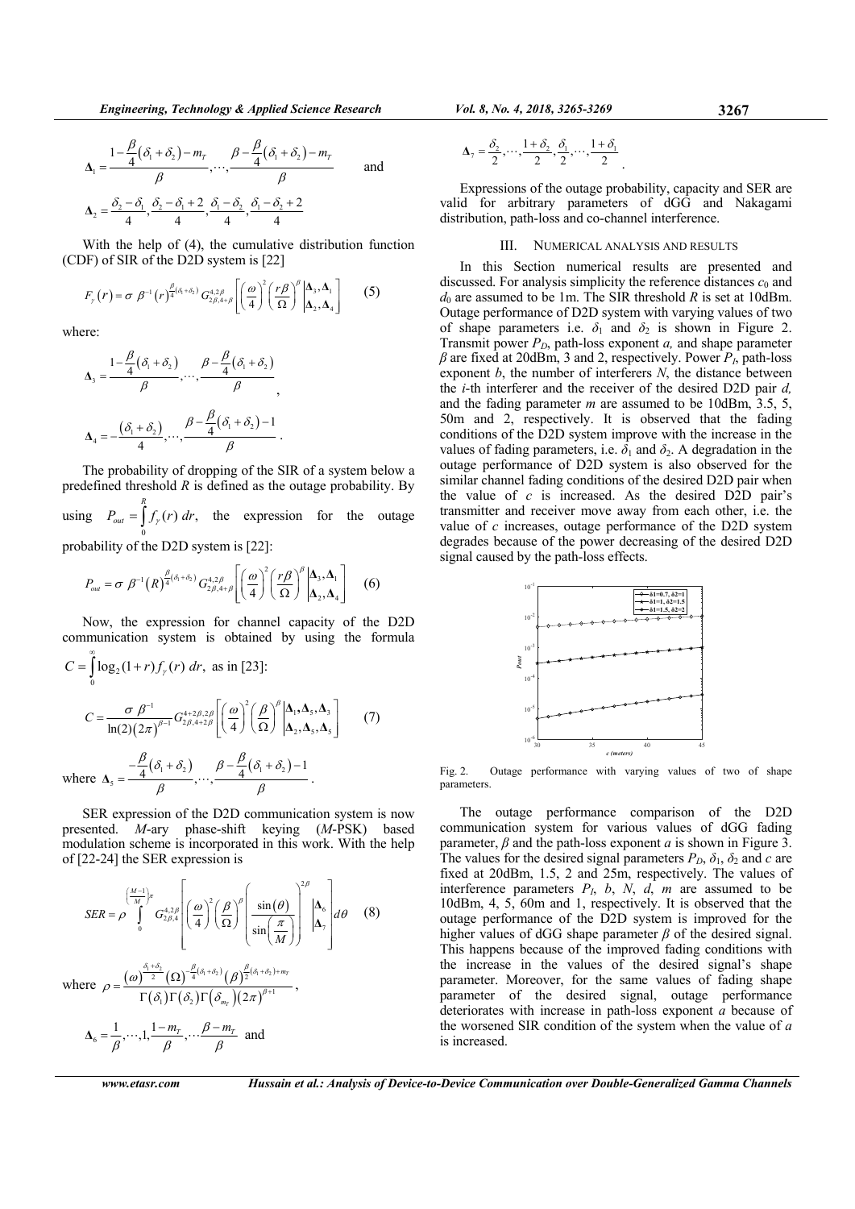$$\mathbf{\Delta}_1 = \frac{1-\frac{\beta}{4}(\delta_1+\delta_2)-m_T}{\beta},\cdots,\frac{\beta-\frac{\beta}{4}(\delta_1+\delta_2)-m_T}{\beta} \quad \text{and}$$

$$\mathbf{\Delta}_2 = \frac{\delta_2-\delta_1}{4},\frac{\delta_2-\delta_1+2}{4},\frac{\delta_1-\delta_2}{4},\frac{\delta_1-\delta_2+2}{4}$$

With the help of (4), the cumulative distribution function (CDF) of SIR of the D2D system is [22]

$$F_\gamma(r) = \sigma\,\beta^{-1}(r)^{\frac{\beta}{4}(\delta_1+\delta_2)}\,G_{2\beta,4+\beta}^{4,2\beta}\left[\left(\frac{\omega}{4}\right)^2\left(\frac{r\beta}{\Omega}\right)^\beta\middle|\begin{matrix}\mathbf{\Delta}_3,\mathbf{\Delta}_1\\ \mathbf{\Delta}_2,\mathbf{\Delta}_4\end{matrix}\right] \quad (5)$$

where:

$$\mathbf{\Delta}_3 = \frac{1-\frac{\beta}{4}(\delta_1+\delta_2)}{\beta},\cdots,\frac{\beta-\frac{\beta}{4}(\delta_1+\delta_2)}{\beta},$$

$$\mathbf{\Delta}_4 = -\frac{(\delta_1+\delta_2)}{4},\cdots,\frac{\beta-\frac{\beta}{4}(\delta_1+\delta_2)-1}{\beta}.$$

The probability of dropping of the SIR of a system below a predefined threshold $R$ is defined as the outage probability. By using $P_{out} = \int_0^R f_\gamma(r)\,dr$, the expression for the outage probability of the D2D system is [22]:

$$P_{out} = \sigma\,\beta^{-1}(R)^{\frac{\beta}{4}(\delta_1+\delta_2)}\,G_{2\beta,4+\beta}^{4,2\beta}\left[\left(\frac{\omega}{4}\right)^2\left(\frac{r\beta}{\Omega}\right)^\beta\middle|\begin{matrix}\mathbf{\Delta}_3,\mathbf{\Delta}_1\\ \mathbf{\Delta}_2,\mathbf{\Delta}_4\end{matrix}\right] \quad (6)$$

Now, the expression for channel capacity of the D2D communication system is obtained by using the formula $C = \int_0^\infty \log_2(1+r) f_\gamma(r)\,dr$, as in [23]:

$$C = \frac{\sigma\,\beta^{-1}}{\ln(2)(2\pi)^{\beta-1}}\,G_{2\beta,4+2\beta}^{4+2\beta,2\beta}\left[\left(\frac{\omega}{4}\right)^2\left(\frac{\beta}{\Omega}\right)^\beta\middle|\begin{matrix}\mathbf{\Delta}_1,\mathbf{\Delta}_5,\mathbf{\Delta}_3\\ \mathbf{\Delta}_2,\mathbf{\Delta}_5,\mathbf{\Delta}_5\end{matrix}\right] \quad (7)$$

where $\mathbf{\Delta}_5 = \frac{-\frac{\beta}{4}(\delta_1+\delta_2)}{\beta},\cdots,\frac{\beta-\frac{\beta}{4}(\delta_1+\delta_2)-1}{\beta}$.

SER expression of the D2D communication system is now presented. $M$-ary phase-shift keying ($M$-PSK) based modulation scheme is incorporated in this work. With the help of [22-24] the SER expression is

$$SER = \rho\int_0^{\left(\frac{M-1}{M}\right)\pi} G_{2\beta,4}^{4,2\beta}\left[\left(\frac{\omega}{4}\right)^2\left(\frac{\beta}{\Omega}\right)\left(\frac{\sin(\theta)}{\sin\left(\frac{\pi}{M}\right)}\right)^{2\beta}\middle|\begin{matrix}\mathbf{\Delta}_6\\ \mathbf{\Delta}_7\end{matrix}\right]d\theta \quad (8)$$

where $\rho = \frac{(\omega)^{\frac{\delta_1+\delta_2}{2}}(\Omega)^{-\frac{\beta}{4}(\delta_1+\delta_2)}(\beta)^{\frac{\beta}{2}(\delta_1+\delta_2)+m_T}}{\Gamma(\delta_1)\Gamma(\delta_2)\Gamma(\delta_{m_T})(2\pi)^{\beta+1}}$,

$\mathbf{\Delta}_6 = \frac{1}{\beta},\cdots,1,\frac{1-m_T}{\beta},\cdots\frac{\beta-m_T}{\beta}$ and

$$\mathbf{\Delta}_7 = \frac{\delta_2}{2},\cdots,\frac{1+\delta_2}{2},\frac{\delta_1}{2},\cdots,\frac{1+\delta_1}{2}.$$

Expressions of the outage probability, capacity and SER are valid for arbitrary parameters of dGG and Nakagami distribution, path-loss and co-channel interference.

## III. Numerical Analysis and Results

In this Section numerical results are presented and discussed. For analysis simplicity the reference distances $c_0$ and $d_0$ are assumed to be 1m. The SIR threshold $R$ is set at 10dBm. Outage performance of D2D system with varying values of two of shape parameters i.e. $\delta_1$ and $\delta_2$ is shown in Figure 2. Transmit power $P_D$, path-loss exponent $a$, and shape parameter $\beta$ are fixed at 20dBm, 3 and 2, respectively. Power $P_I$, path-loss exponent $b$, the number of interferers $N$, the distance between the $i$-th interferer and the receiver of the desired D2D pair $d$, and the fading parameter $m$ are assumed to be 10dBm, 3.5, 5, 50m and 2, respectively. It is observed that the fading conditions of the D2D system improve with the increase in the values of fading parameters, i.e. $\delta_1$ and $\delta_2$. A degradation in the outage performance of D2D system is also observed for the similar channel fading conditions of the desired D2D pair when the value of $c$ is increased. As the desired D2D pair's transmitter and receiver move away from each other, i.e. the value of $c$ increases, outage performance of the D2D system degrades because of the power decreasing of the desired D2D signal caused by the path-loss effects.

Fig. 2. Outage performance with varying values of two of shape parameters.

The outage performance comparison of the D2D communication system for various values of dGG fading parameter, $\beta$ and the path-loss exponent $a$ is shown in Figure 3. The values for the desired signal parameters $P_D$, $\delta_1$, $\delta_2$ and $c$ are fixed at 20dBm, 1.5, 2 and 25m, respectively. The values of interference parameters $P_I$, $b$, $N$, $d$, $m$ are assumed to be 10dBm, 4, 5, 60m and 1, respectively. It is observed that the outage performance of the D2D system is improved for the higher values of dGG shape parameter $\beta$ of the desired signal. This happens because of the improved fading conditions with the increase in the values of the desired signal's shape parameter. Moreover, for the same values of fading shape parameter of the desired signal, outage performance deteriorates with increase in path-loss exponent $a$ because of the worsened SIR condition of the system when the value of $a$ is increased.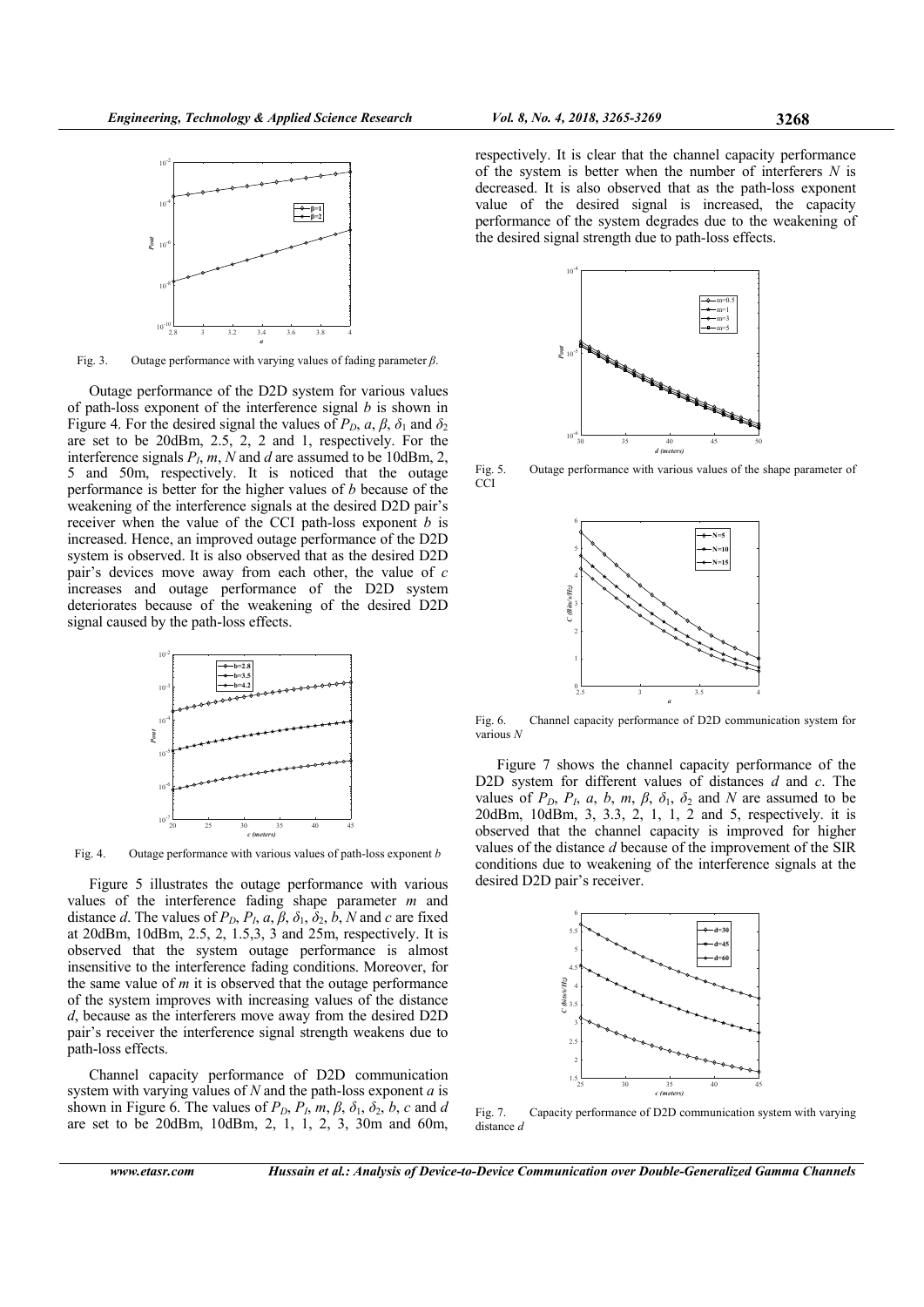Fig. 3. Outage performance with varying values of fading parameter $\beta$.

Outage performance of the D2D system for various values of path-loss exponent of the interference signal $b$ is shown in Figure 4. For the desired signal the values of $P_D$, $a$, $\beta$, $\delta_1$ and $\delta_2$ are set to be 20dBm, 2.5, 2, 2 and 1, respectively. For the interference signals $P_I$, $m$, $N$ and $d$ are assumed to be 10dBm, 2, 5 and 50m, respectively. It is noticed that the outage performance is better for the higher values of $b$ because of the weakening of the interference signals at the desired D2D pair's receiver when the value of the CCI path-loss exponent $b$ is increased. Hence, an improved outage performance of the D2D system is observed. It is also observed that as the desired D2D pair's devices move away from each other, the value of $c$ increases and outage performance of the D2D system deteriorates because of the weakening of the desired D2D signal caused by the path-loss effects.

Fig. 4. Outage performance with various values of path-loss exponent $b$

Figure 5 illustrates the outage performance with various values of the interference fading shape parameter $m$ and distance $d$. The values of $P_D$, $P_I$, $a$, $\beta$, $\delta_1$, $\delta_2$, $b$, $N$ and $c$ are fixed at 20dBm, 10dBm, 2.5, 2, 1.5,3, 3 and 25m, respectively. It is observed that the system outage performance is almost insensitive to the interference fading conditions. Moreover, for the same value of $m$ it is observed that the outage performance of the system improves with increasing values of the distance $d$, because as the interferers move away from the desired D2D pair's receiver the interference signal strength weakens due to path-loss effects.

Channel capacity performance of D2D communication system with varying values of $N$ and the path-loss exponent $a$ is shown in Figure 6. The values of $P_D$, $P_I$, $m$, $\beta$, $\delta_1$, $\delta_2$, $b$, $c$ and $d$ are set to be 20dBm, 10dBm, 2, 1, 1, 2, 3, 30m and 60m, respectively. It is clear that the channel capacity performance of the system is better when the number of interferers $N$ is decreased. It is also observed that as the path-loss exponent value of the desired signal is increased, the capacity performance of the system degrades due to the weakening of the desired signal strength due to path-loss effects.

Fig. 5. Outage performance with various values of the shape parameter of CCI

Fig. 6. Channel capacity performance of D2D communication system for various $N$

Figure 7 shows the channel capacity performance of the D2D system for different values of distances $d$ and $c$. The values of $P_D$, $P_I$, $a$, $b$, $m$, $\beta$, $\delta_1$, $\delta_2$ and $N$ are assumed to be 20dBm, 10dBm, 3, 3.3, 2, 1, 1, 2 and 5, respectively. it is observed that the channel capacity is improved for higher values of the distance $d$ because of the improvement of the SIR conditions due to weakening of the interference signals at the desired D2D pair's receiver.

Fig. 7. Capacity performance of D2D communication system with varying distance $d$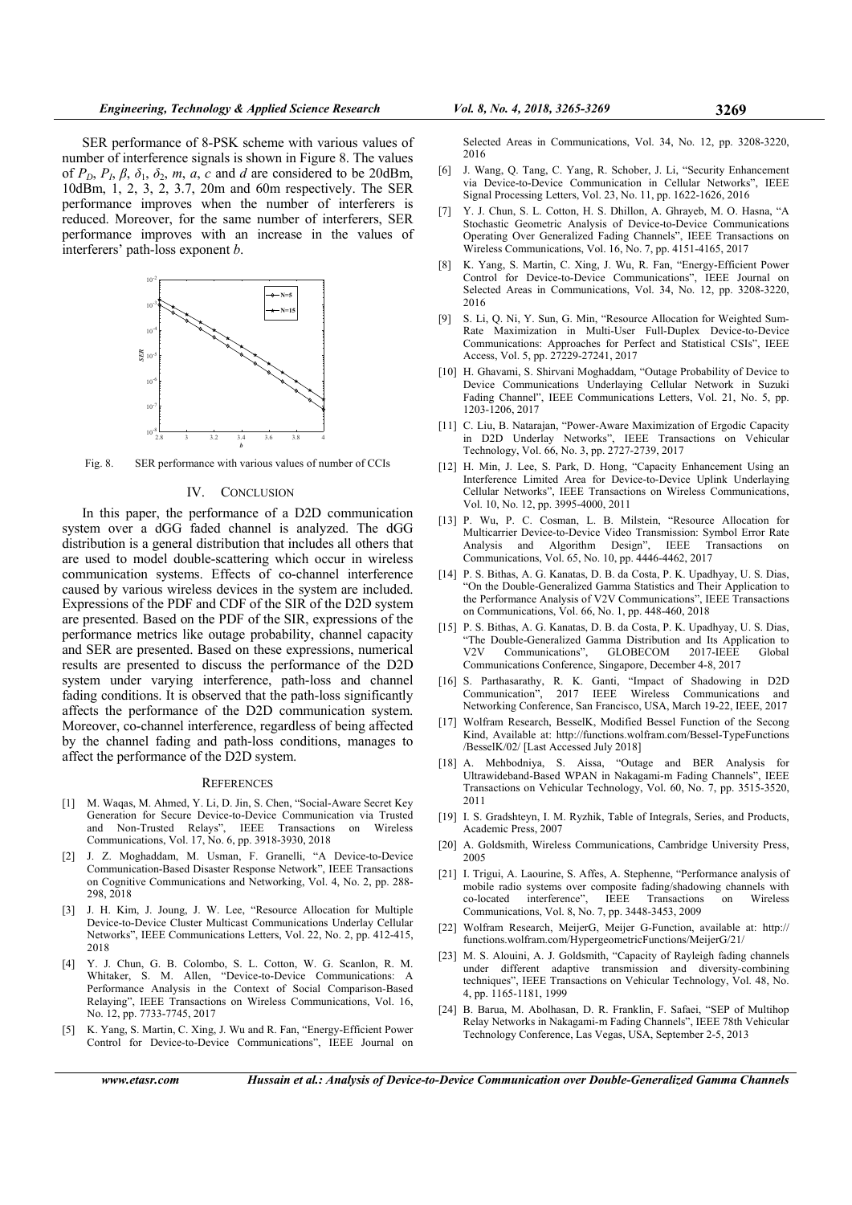SER performance of 8-PSK scheme with various values of number of interference signals is shown in Figure 8. The values of $P_D$, $P_I$, $\beta$, $\delta_1$, $\delta_2$, $m$, $a$, $c$ and $d$ are considered to be 20dBm, 10dBm, 1, 2, 3, 2, 3.7, 20m and 60m respectively. The SER performance improves when the number of interferers is reduced. Moreover, for the same number of interferers, SER performance improves with an increase in the values of interferers' path-loss exponent $b$.

N=5
N=15
SER
b
$10^{-2}$
$10^{-3}$
$10^{-4}$
$10^{-5}$
$10^{-6}$
$10^{-7}$
$10^{-8}$
2.8
3
3.2
3.4
3.6
3.8
4

Fig. 8. SER performance with various values of number of CCIs

## IV. CONCLUSION

In this paper, the performance of a D2D communication system over a dGG faded channel is analyzed. The dGG distribution is a general distribution that includes all others that are used to model double-scattering which occur in wireless communication systems. Effects of co-channel interference caused by various wireless devices in the system are included. Expressions of the PDF and CDF of the SIR of the D2D system are presented. Based on the PDF of the SIR, expressions of the performance metrics like outage probability, channel capacity and SER are presented. Based on these expressions, numerical results are presented to discuss the performance of the D2D system under varying interference, path-loss and channel fading conditions. It is observed that the path-loss significantly affects the performance of the D2D communication system. Moreover, co-channel interference, regardless of being affected by the channel fading and path-loss conditions, manages to affect the performance of the D2D system.

## REFERENCES

[1] M. Waqas, M. Ahmed, Y. Li, D. Jin, S. Chen, "Social-Aware Secret Key Generation for Secure Device-to-Device Communication via Trusted and Non-Trusted Relays", IEEE Transactions on Wireless Communications, Vol. 17, No. 6, pp. 3918-3930, 2018

[2] J. Z. Moghaddam, M. Usman, F. Granelli, "A Device-to-Device Communication-Based Disaster Response Network", IEEE Transactions on Cognitive Communications and Networking, Vol. 4, No. 2, pp. 288-298, 2018

[3] J. H. Kim, J. Joung, J. W. Lee, "Resource Allocation for Multiple Device-to-Device Cluster Multicast Communications Underlay Cellular Networks", IEEE Communications Letters, Vol. 22, No. 2, pp. 412-415, 2018

[4] Y. J. Chun, G. B. Colombo, S. L. Cotton, W. G. Scanlon, R. M. Whitaker, S. M. Allen, "Device-to-Device Communications: A Performance Analysis in the Context of Social Comparison-Based Relaying", IEEE Transactions on Wireless Communications, Vol. 16, No. 12, pp. 7733-7745, 2017

[5] K. Yang, S. Martin, C. Xing, J. Wu and R. Fan, "Energy-Efficient Power Control for Device-to-Device Communications", IEEE Journal on Selected Areas in Communications, Vol. 34, No. 12, pp. 3208-3220, 2016

[6] J. Wang, Q. Tang, C. Yang, R. Schober, J. Li, "Security Enhancement via Device-to-Device Communication in Cellular Networks", IEEE Signal Processing Letters, Vol. 23, No. 11, pp. 1622-1626, 2016

[7] Y. J. Chun, S. L. Cotton, H. S. Dhillon, A. Ghrayeb, M. O. Hasna, "A Stochastic Geometric Analysis of Device-to-Device Communications Operating Over Generalized Fading Channels", IEEE Transactions on Wireless Communications, Vol. 16, No. 7, pp. 4151-4165, 2017

[8] K. Yang, S. Martin, C. Xing, J. Wu, R. Fan, "Energy-Efficient Power Control for Device-to-Device Communications", IEEE Journal on Selected Areas in Communications, Vol. 34, No. 12, pp. 3208-3220, 2016

[9] S. Li, Q. Ni, Y. Sun, G. Min, "Resource Allocation for Weighted Sum-Rate Maximization in Multi-User Full-Duplex Device-to-Device Communications: Approaches for Perfect and Statistical CSIs", IEEE Access, Vol. 5, pp. 27229-27241, 2017

[10] H. Ghavami, S. Shirvani Moghaddam, "Outage Probability of Device to Device Communications Underlaying Cellular Network in Suzuki Fading Channel", IEEE Communications Letters, Vol. 21, No. 5, pp. 1203-1206, 2017

[11] C. Liu, B. Natarajan, "Power-Aware Maximization of Ergodic Capacity in D2D Underlay Networks", IEEE Transactions on Vehicular Technology, Vol. 66, No. 3, pp. 2727-2739, 2017

[12] H. Min, J. Lee, S. Park, D. Hong, "Capacity Enhancement Using an Interference Limited Area for Device-to-Device Uplink Underlaying Cellular Networks", IEEE Transactions on Wireless Communications, Vol. 10, No. 12, pp. 3995-4000, 2011

[13] P. Wu, P. C. Cosman, L. B. Milstein, "Resource Allocation for Multicarrier Device-to-Device Video Transmission: Symbol Error Rate Analysis and Algorithm Design", IEEE Transactions on Communications, Vol. 65, No. 10, pp. 4446-4462, 2017

[14] P. S. Bithas, A. G. Kanatas, D. B. da Costa, P. K. Upadhyay, U. S. Dias, "On the Double-Generalized Gamma Statistics and Their Application to the Performance Analysis of V2V Communications", IEEE Transactions on Communications, Vol. 66, No. 1, pp. 448-460, 2018

[15] P. S. Bithas, A. G. Kanatas, D. B. da Costa, P. K. Upadhyay, U. S. Dias, "The Double-Generalized Gamma Distribution and Its Application to V2V Communications", GLOBECOM 2017-IEEE Global Communications Conference, Singapore, December 4-8, 2017

[16] S. Parthasarathy, R. K. Ganti, "Impact of Shadowing in D2D Communication", 2017 IEEE Wireless Communications and Networking Conference, San Francisco, USA, March 19-22, IEEE, 2017

[17] Wolfram Research, BesselK, Modified Bessel Function of the Secong Kind, Available at: http://functions.wolfram.com/Bessel-TypeFunctions/BesselK/02/ [Last Accessed July 2018]

[18] A. Mehbodniya, S. Aissa, "Outage and BER Analysis for Ultrawideband-Based WPAN in Nakagami-m Fading Channels", IEEE Transactions on Vehicular Technology, Vol. 60, No. 7, pp. 3515-3520, 2011

[19] I. S. Gradshteyn, I. M. Ryzhik, Table of Integrals, Series, and Products, Academic Press, 2007

[20] A. Goldsmith, Wireless Communications, Cambridge University Press, 2005

[21] I. Trigui, A. Laourine, S. Affes, A. Stephenne, "Performance analysis of mobile radio systems over composite fading/shadowing channels with co-located interference", IEEE Transactions on Wireless Communications, Vol. 8, No. 7, pp. 3448-3453, 2009

[22] Wolfram Research, MeijerG, Meijer G-Function, available at: http://functions.wolfram.com/HypergeometricFunctions/MeijerG/21/

[23] M. S. Alouini, A. J. Goldsmith, "Capacity of Rayleigh fading channels under different adaptive transmission and diversity-combining techniques", IEEE Transactions on Vehicular Technology, Vol. 48, No. 4, pp. 1165-1181, 1999

[24] B. Barua, M. Abolhasan, D. R. Franklin, F. Safaei, "SEP of Multihop Relay Networks in Nakagami-m Fading Channels", IEEE 78th Vehicular Technology Conference, Las Vegas, USA, September 2-5, 2013